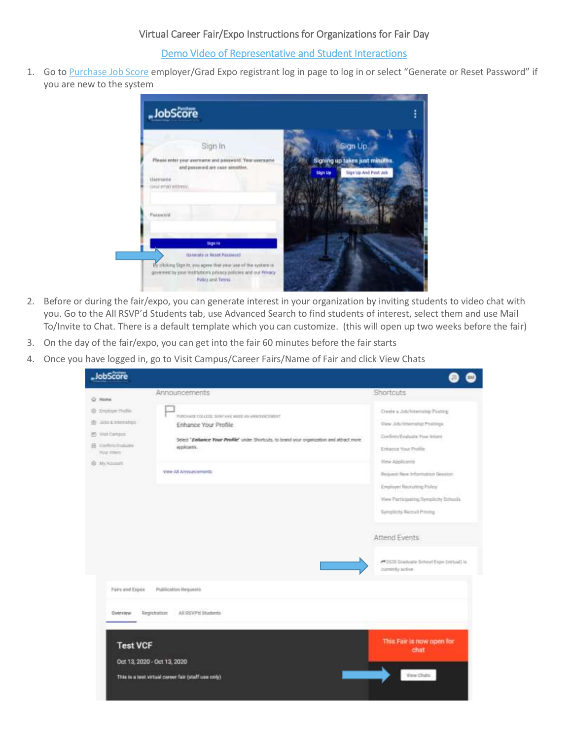Virtual Career Fair/Expo Instructions for Organizations for Fair Day

[Demo Video of Representative and Student Interactions]()

1. Go to [Purchase Job Score]() employer/Grad Expo registrant log in page to log in or select "Generate or Reset Password" if you are new to the system
2. Before or during the fair/expo, you can generate interest in your organization by inviting students to video chat with you. Go to the All RSVP'd Students tab, use Advanced Search to find students of interest, select them and use Mail To/Invite to Chat. There is a default template which you can customize. (this will open up two weeks before the fair)
3. On the day of the fair/expo, you can get into the fair 60 minutes before the fair starts
4. Once you have logged in, go to Visit Campus/Career Fairs/Name of Fair and click View Chats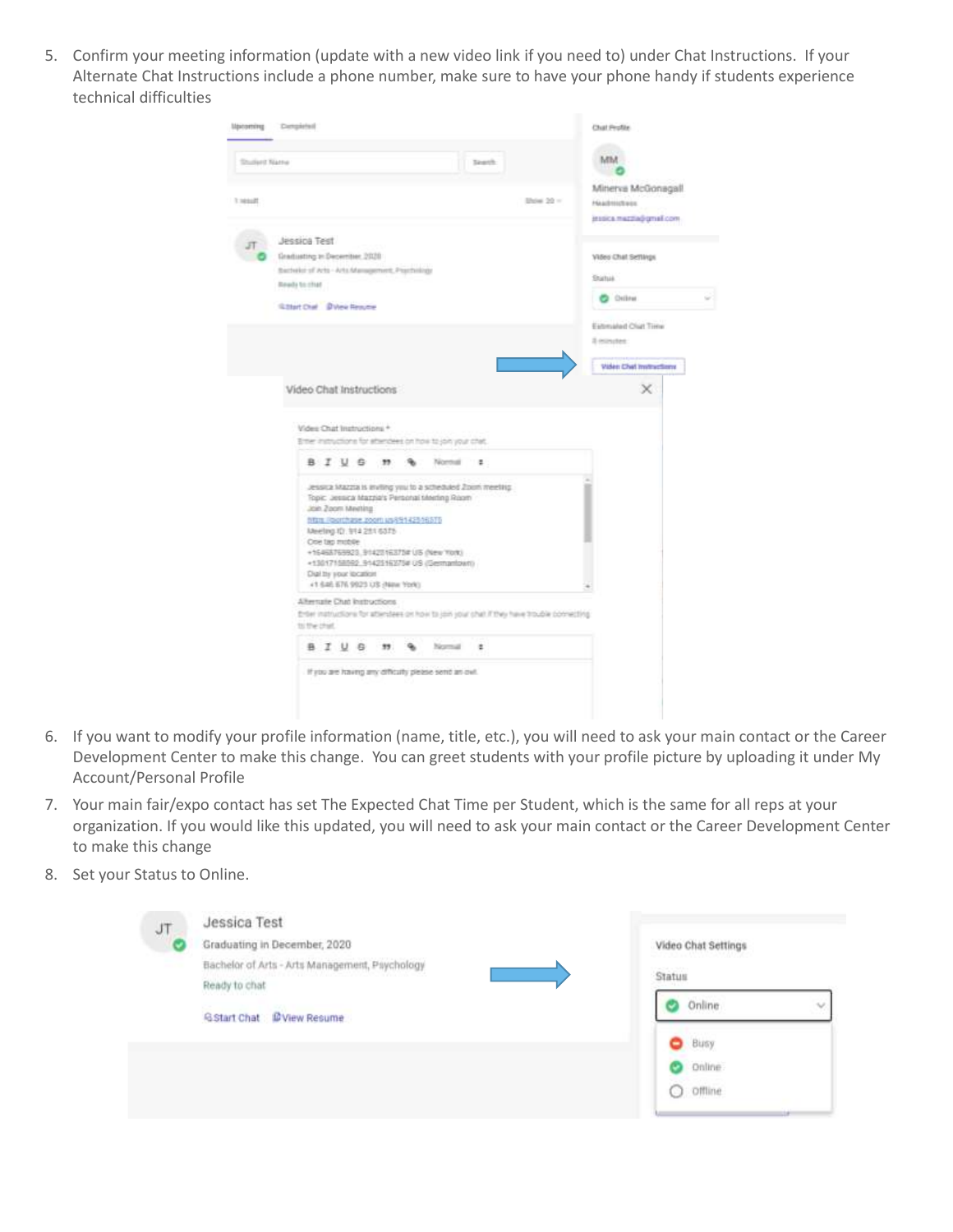5. Confirm your meeting information (update with a new video link if you need to) under Chat Instructions. If your Alternate Chat Instructions include a phone number, make sure to have your phone handy if students experience technical difficulties

6. If you want to modify your profile information (name, title, etc.), you will need to ask your main contact or the Career Development Center to make this change. You can greet students with your profile picture by uploading it under My Account/Personal Profile

7. Your main fair/expo contact has set The Expected Chat Time per Student, which is the same for all reps at your organization. If you would like this updated, you will need to ask your main contact or the Career Development Center to make this change

8. Set your Status to Online.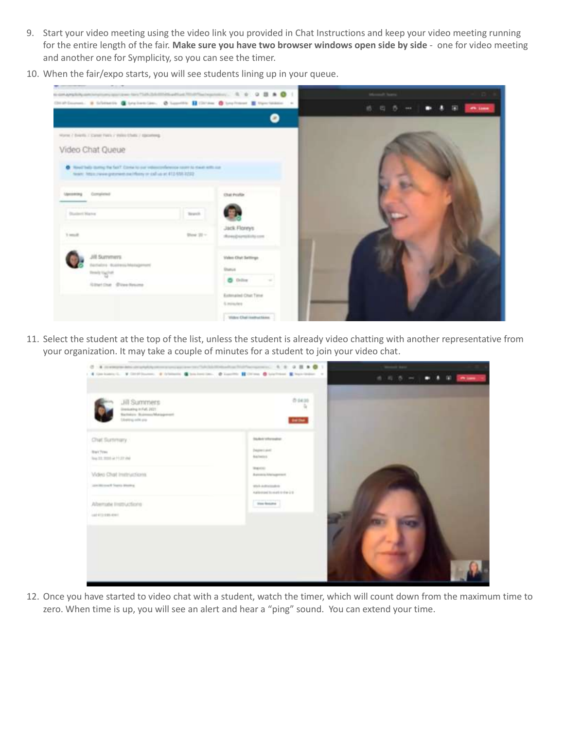9. Start your video meeting using the video link you provided in Chat Instructions and keep your video meeting running for the entire length of the fair. **Make sure you have two browser windows open side by side** - one for video meeting and another one for Symplicity, so you can see the timer.
10. When the fair/expo starts, you will see students lining up in your queue.
11. Select the student at the top of the list, unless the student is already video chatting with another representative from your organization. It may take a couple of minutes for a student to join your video chat.
12. Once you have started to video chat with a student, watch the timer, which will count down from the maximum time to zero. When time is up, you will see an alert and hear a "ping" sound. You can extend your time.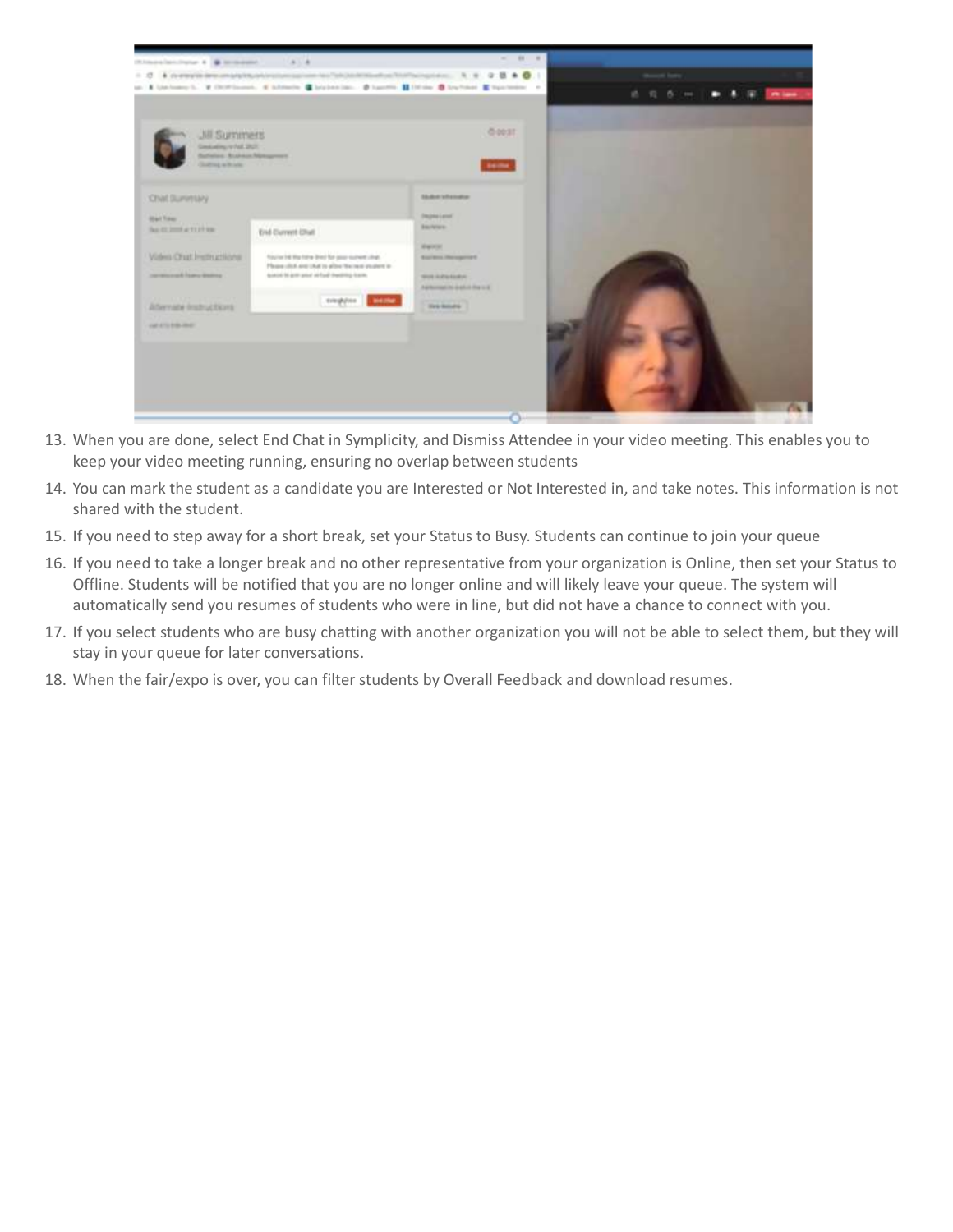13. When you are done, select End Chat in Symplicity, and Dismiss Attendee in your video meeting. This enables you to keep your video meeting running, ensuring no overlap between students
14. You can mark the student as a candidate you are Interested or Not Interested in, and take notes. This information is not shared with the student.
15. If you need to step away for a short break, set your Status to Busy. Students can continue to join your queue
16. If you need to take a longer break and no other representative from your organization is Online, then set your Status to Offline. Students will be notified that you are no longer online and will likely leave your queue. The system will automatically send you resumes of students who were in line, but did not have a chance to connect with you.
17. If you select students who are busy chatting with another organization you will not be able to select them, but they will stay in your queue for later conversations.
18. When the fair/expo is over, you can filter students by Overall Feedback and download resumes.